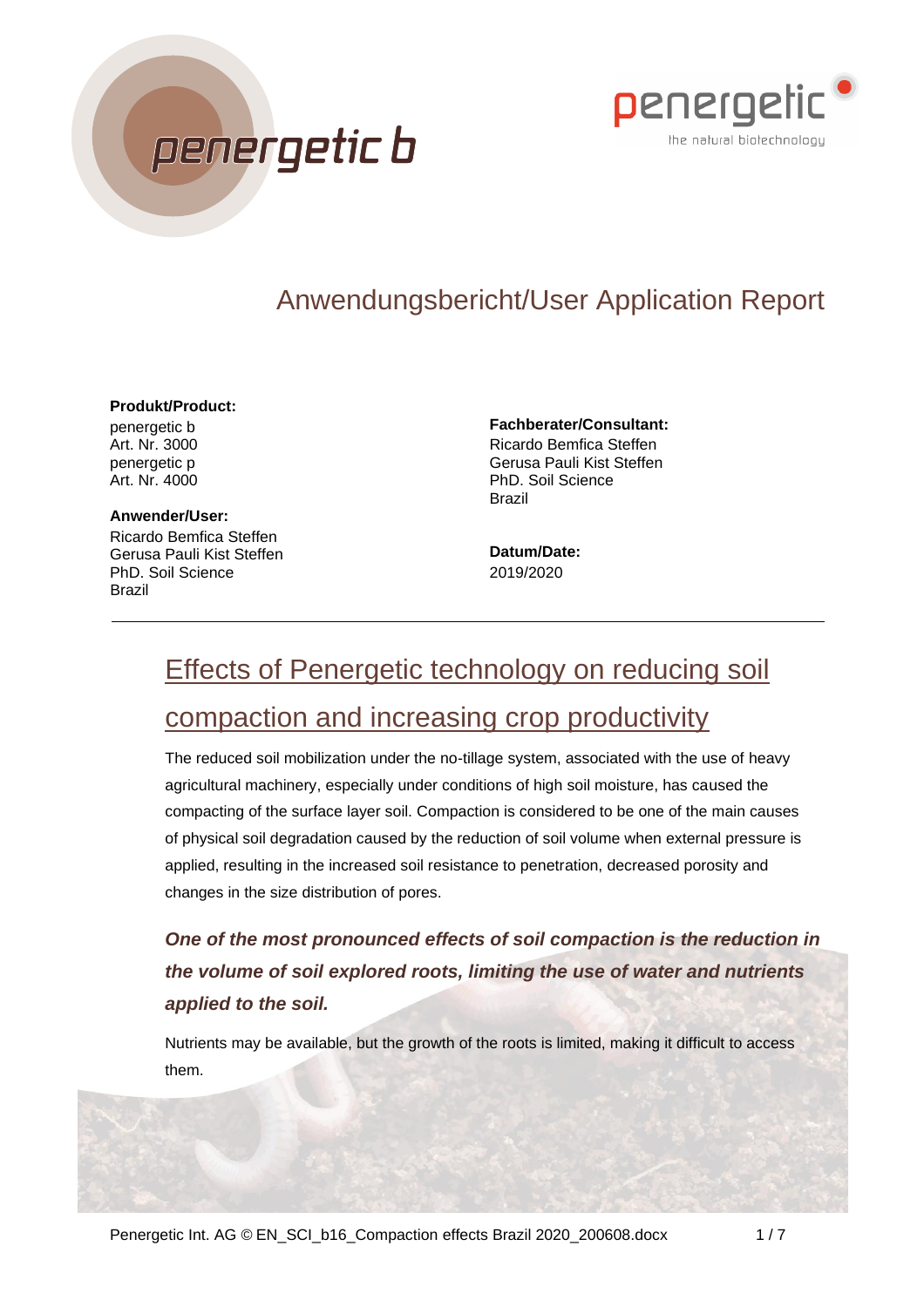penergetic b

penergetic
the natural biotechnology

# Anwendungsbericht/User Application Report

**Produkt/Product:**
penergetic b
Art. Nr. 3000
penergetic p
Art. Nr. 4000

**Anwender/User:**
Ricardo Bemfica Steffen
Gerusa Pauli Kist Steffen
PhD. Soil Science
Brazil

**Fachberater/Consultant:**
Ricardo Bemfica Steffen
Gerusa Pauli Kist Steffen
PhD. Soil Science
Brazil

**Datum/Date:**
2019/2020

---

## Effects of Penergetic technology on reducing soil compaction and increasing crop productivity

The reduced soil mobilization under the no-tillage system, associated with the use of heavy agricultural machinery, especially under conditions of high soil moisture, has caused the compacting of the surface layer soil. Compaction is considered to be one of the main causes of physical soil degradation caused by the reduction of soil volume when external pressure is applied, resulting in the increased soil resistance to penetration, decreased porosity and changes in the size distribution of pores.

***One of the most pronounced effects of soil compaction is the reduction in the volume of soil explored roots, limiting the use of water and nutrients applied to the soil.***

Nutrients may be available, but the growth of the roots is limited, making it difficult to access them.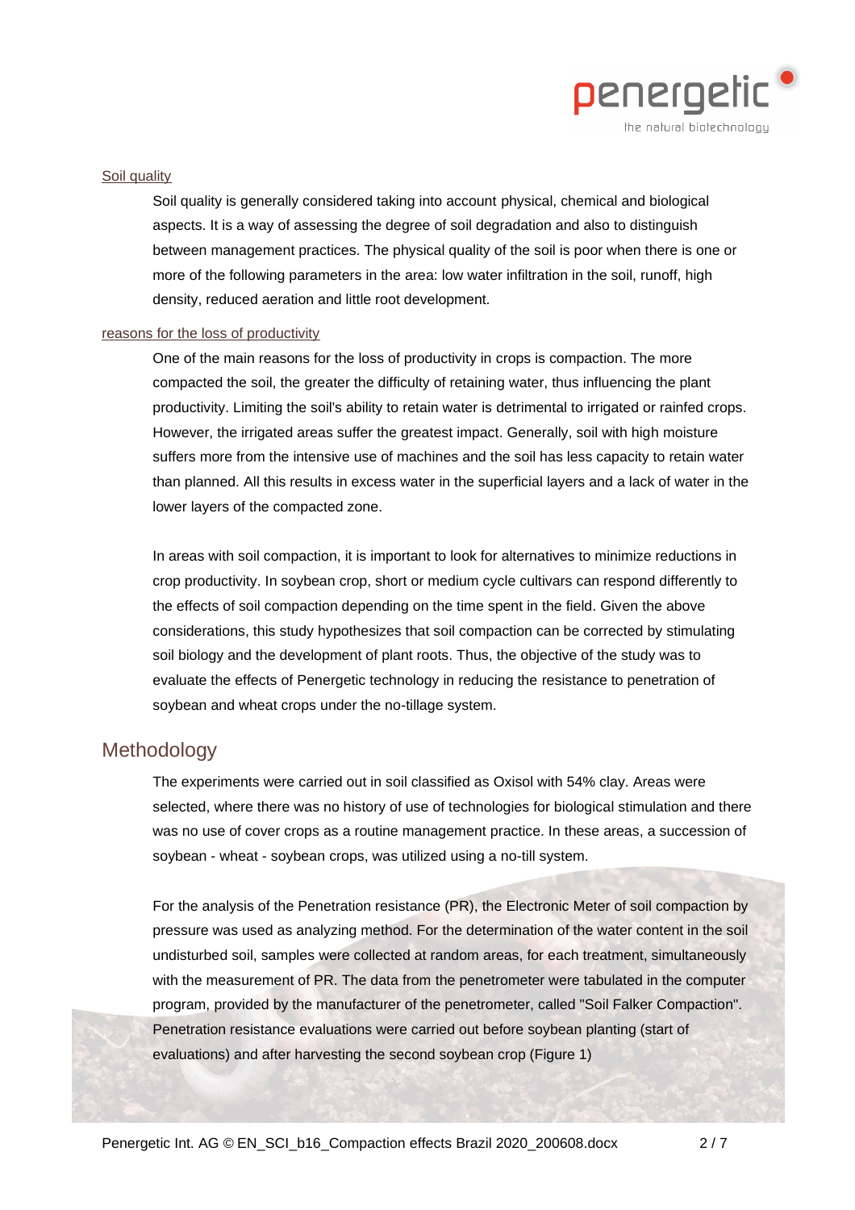### Soil quality

Soil quality is generally considered taking into account physical, chemical and biological aspects. It is a way of assessing the degree of soil degradation and also to distinguish between management practices. The physical quality of the soil is poor when there is one or more of the following parameters in the area: low water infiltration in the soil, runoff, high density, reduced aeration and little root development.

### reasons for the loss of productivity

One of the main reasons for the loss of productivity in crops is compaction. The more compacted the soil, the greater the difficulty of retaining water, thus influencing the plant productivity. Limiting the soil's ability to retain water is detrimental to irrigated or rainfed crops. However, the irrigated areas suffer the greatest impact. Generally, soil with high moisture suffers more from the intensive use of machines and the soil has less capacity to retain water than planned. All this results in excess water in the superficial layers and a lack of water in the lower layers of the compacted zone.

In areas with soil compaction, it is important to look for alternatives to minimize reductions in crop productivity. In soybean crop, short or medium cycle cultivars can respond differently to the effects of soil compaction depending on the time spent in the field. Given the above considerations, this study hypothesizes that soil compaction can be corrected by stimulating soil biology and the development of plant roots. Thus, the objective of the study was to evaluate the effects of Penergetic technology in reducing the resistance to penetration of soybean and wheat crops under the no-tillage system.

## Methodology

The experiments were carried out in soil classified as Oxisol with 54% clay. Areas were selected, where there was no history of use of technologies for biological stimulation and there was no use of cover crops as a routine management practice. In these areas, a succession of soybean - wheat - soybean crops, was utilized using a no-till system.

For the analysis of the Penetration resistance (PR), the Electronic Meter of soil compaction by pressure was used as analyzing method. For the determination of the water content in the soil undisturbed soil, samples were collected at random areas, for each treatment, simultaneously with the measurement of PR. The data from the penetrometer were tabulated in the computer program, provided by the manufacturer of the penetrometer, called "Soil Falker Compaction". Penetration resistance evaluations were carried out before soybean planting (start of evaluations) and after harvesting the second soybean crop (Figure 1)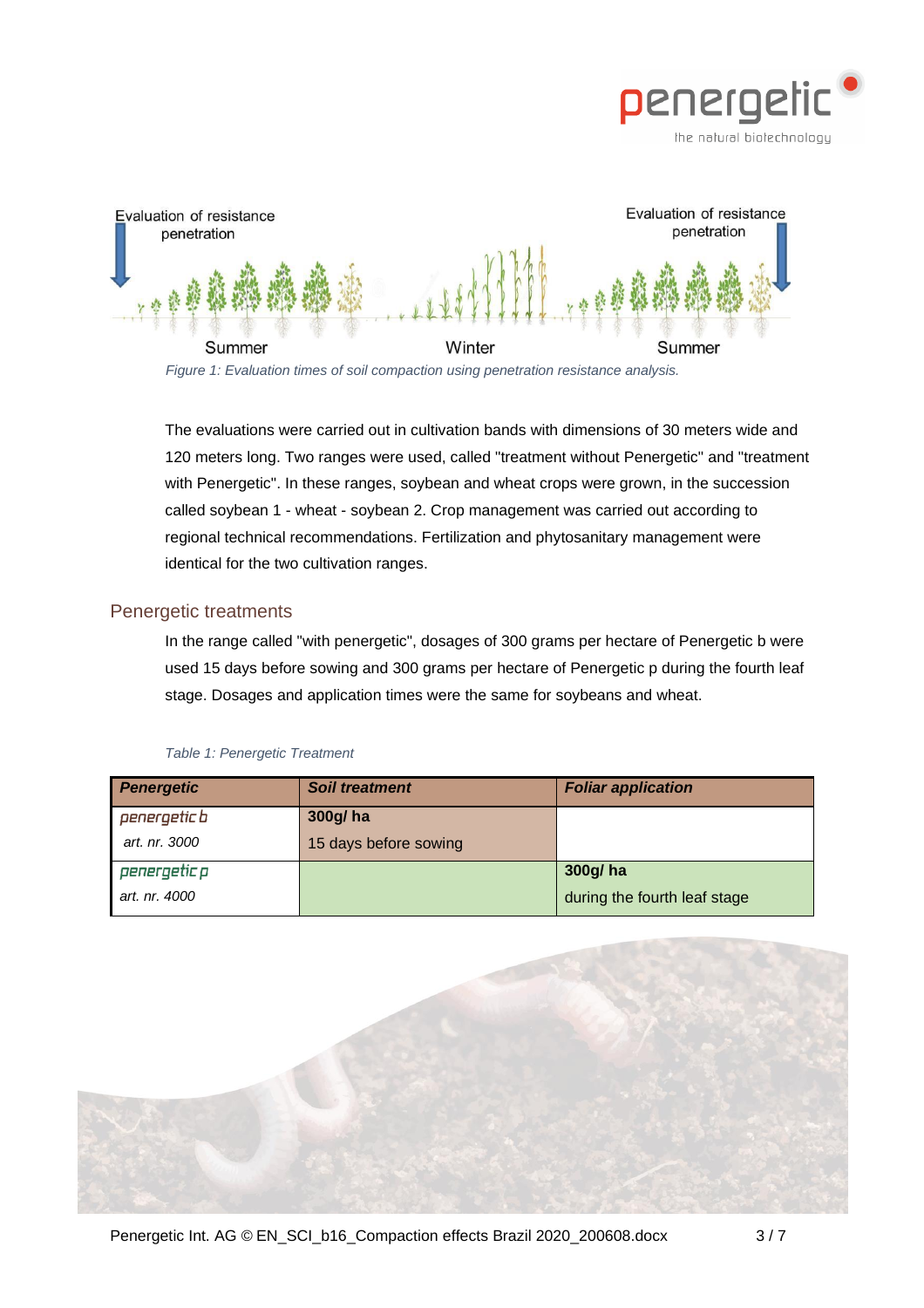Evaluation of resistance penetration

Evaluation of resistance penetration

Summer

Winter

Summer

*Figure 1: Evaluation times of soil compaction using penetration resistance analysis.*

The evaluations were carried out in cultivation bands with dimensions of 30 meters wide and 120 meters long. Two ranges were used, called "treatment without Penergetic" and "treatment with Penergetic". In these ranges, soybean and wheat crops were grown, in the succession called soybean 1 - wheat - soybean 2. Crop management was carried out according to regional technical recommendations. Fertilization and phytosanitary management were identical for the two cultivation ranges.

## Penergetic treatments

In the range called "with penergetic", dosages of 300 grams per hectare of Penergetic b were used 15 days before sowing and 300 grams per hectare of Penergetic p during the fourth leaf stage. Dosages and application times were the same for soybeans and wheat.

*Table 1: Penergetic Treatment*

| ***Penergetic*** | ***Soil treatment*** | ***Foliar application*** |
|---|---|---|
| penergetic b<br>*art. nr. 3000* | **300g/ ha**<br>15 days before sowing | |
| penergetic p<br>*art. nr. 4000* | | **300g/ ha**<br>during the fourth leaf stage |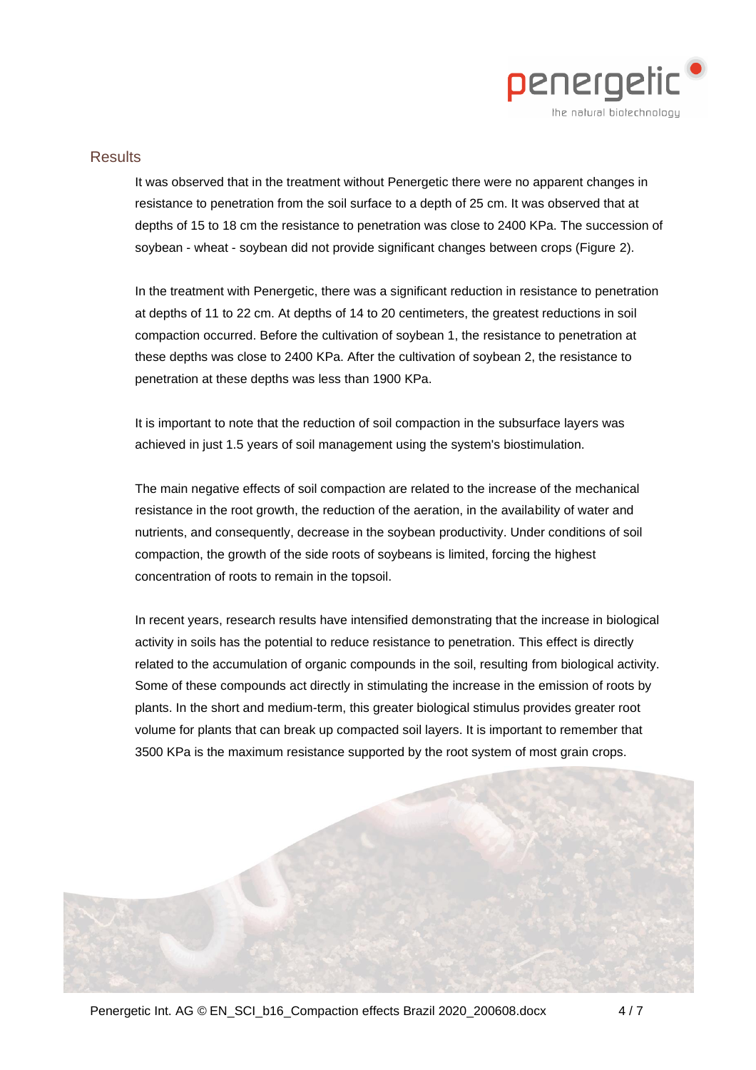## Results

It was observed that in the treatment without Penergetic there were no apparent changes in resistance to penetration from the soil surface to a depth of 25 cm. It was observed that at depths of 15 to 18 cm the resistance to penetration was close to 2400 KPa. The succession of soybean - wheat - soybean did not provide significant changes between crops (Figure 2).

In the treatment with Penergetic, there was a significant reduction in resistance to penetration at depths of 11 to 22 cm. At depths of 14 to 20 centimeters, the greatest reductions in soil compaction occurred. Before the cultivation of soybean 1, the resistance to penetration at these depths was close to 2400 KPa. After the cultivation of soybean 2, the resistance to penetration at these depths was less than 1900 KPa.

It is important to note that the reduction of soil compaction in the subsurface layers was achieved in just 1.5 years of soil management using the system's biostimulation.

The main negative effects of soil compaction are related to the increase of the mechanical resistance in the root growth, the reduction of the aeration, in the availability of water and nutrients, and consequently, decrease in the soybean productivity. Under conditions of soil compaction, the growth of the side roots of soybeans is limited, forcing the highest concentration of roots to remain in the topsoil.

In recent years, research results have intensified demonstrating that the increase in biological activity in soils has the potential to reduce resistance to penetration. This effect is directly related to the accumulation of organic compounds in the soil, resulting from biological activity. Some of these compounds act directly in stimulating the increase in the emission of roots by plants. In the short and medium-term, this greater biological stimulus provides greater root volume for plants that can break up compacted soil layers. It is important to remember that 3500 KPa is the maximum resistance supported by the root system of most grain crops.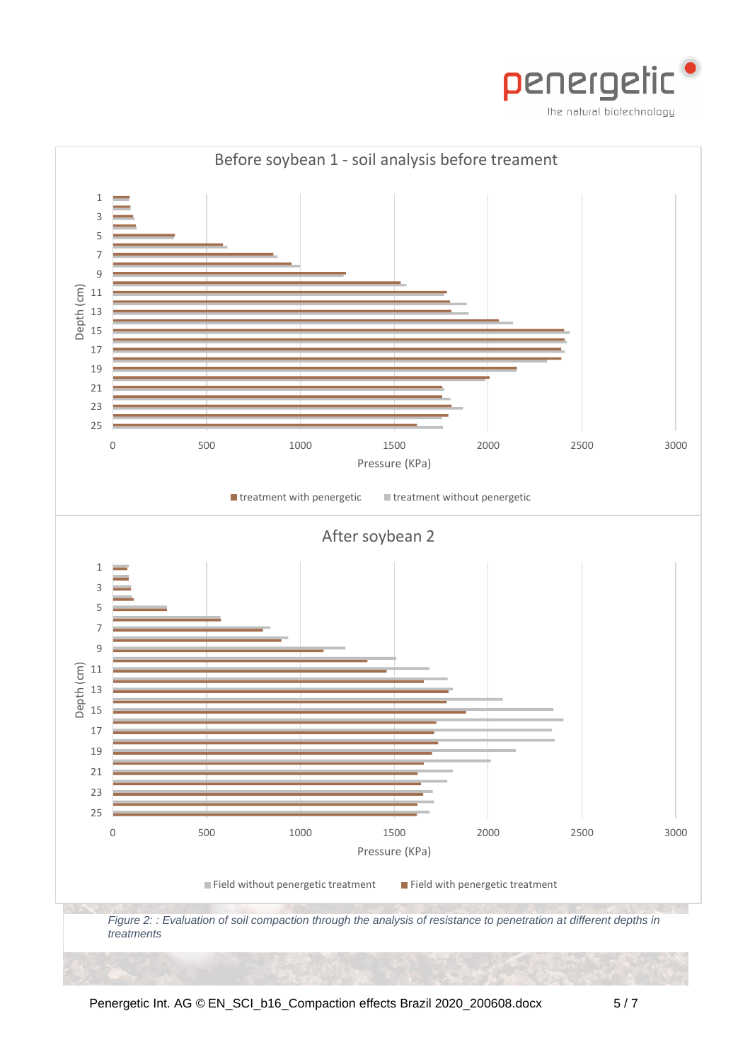Before soybean 1 - soil analysis before treament

Depth (cm): 1, 3, 5, 7, 9, 11, 13, 15, 17, 19, 21, 23, 25

Pressure (KPa): 0, 500, 1000, 1500, 2000, 2500, 3000

treatment with penergetic · treatment without penergetic

After soybean 2

Depth (cm): 1, 3, 5, 7, 9, 11, 13, 15, 17, 19, 21, 23, 25

Pressure (KPa): 0, 500, 1000, 1500, 2000, 2500, 3000

Field without penergetic treatment · Field with penergetic treatment

*Figure 2: : Evaluation of soil compaction through the analysis of resistance to penetration at different depths in treatments*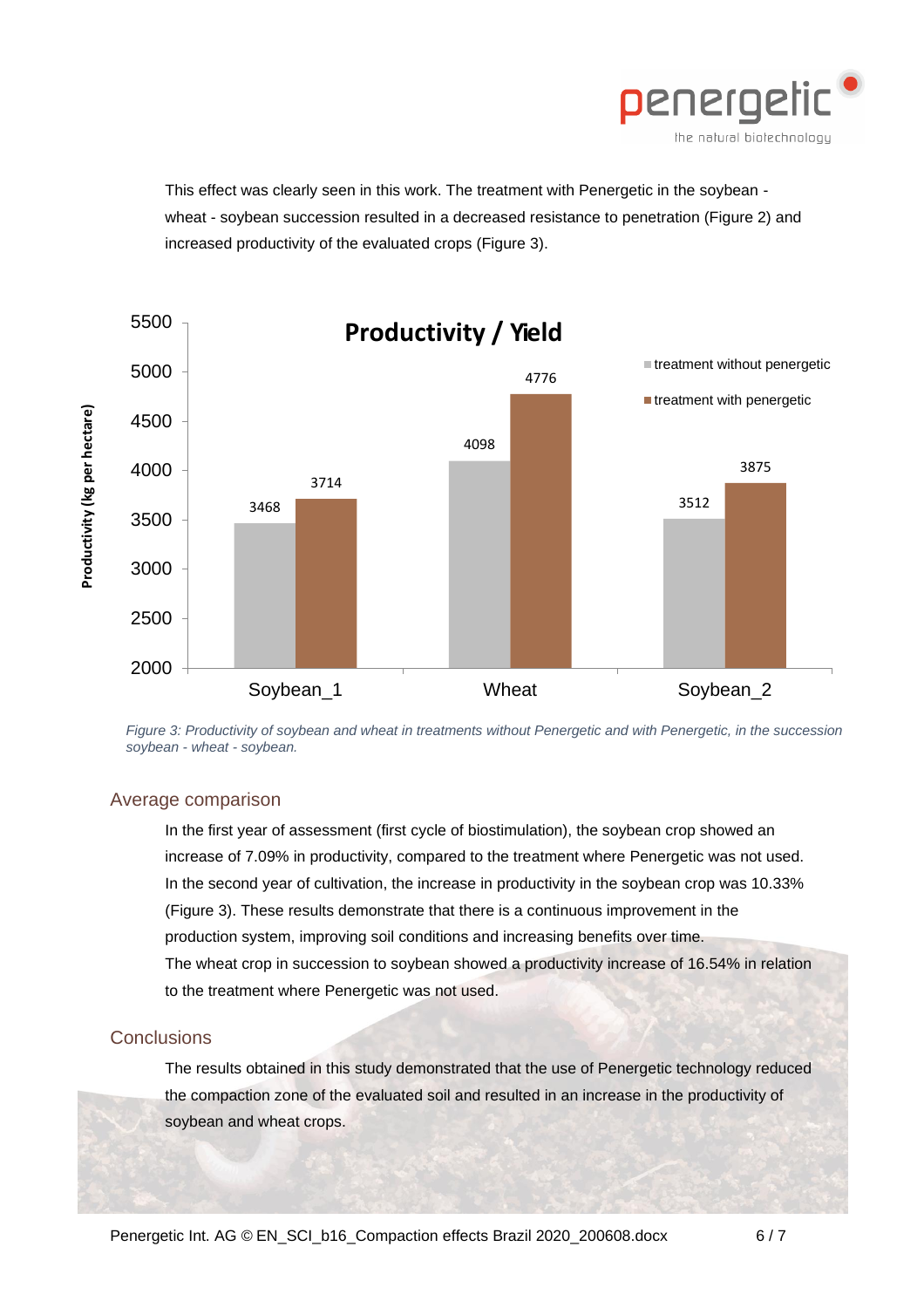This effect was clearly seen in this work. The treatment with Penergetic in the soybean - wheat - soybean succession resulted in a decreased resistance to penetration (Figure 2) and increased productivity of the evaluated crops (Figure 3).

**Productivity / Yield**

| Crop | treatment without penergetic | treatment with penergetic |
| --- | --- | --- |
| Soybean_1 | 3468 | 3714 |
| Wheat | 4098 | 4776 |
| Soybean_2 | 3512 | 3875 |

Productivity (kg per hectare)

*Figure 3: Productivity of soybean and wheat in treatments without Penergetic and with Penergetic, in the succession soybean - wheat - soybean.*

## Average comparison

In the first year of assessment (first cycle of biostimulation), the soybean crop showed an increase of 7.09% in productivity, compared to the treatment where Penergetic was not used. In the second year of cultivation, the increase in productivity in the soybean crop was 10.33% (Figure 3). These results demonstrate that there is a continuous improvement in the production system, improving soil conditions and increasing benefits over time.
The wheat crop in succession to soybean showed a productivity increase of 16.54% in relation to the treatment where Penergetic was not used.

## Conclusions

The results obtained in this study demonstrated that the use of Penergetic technology reduced the compaction zone of the evaluated soil and resulted in an increase in the productivity of soybean and wheat crops.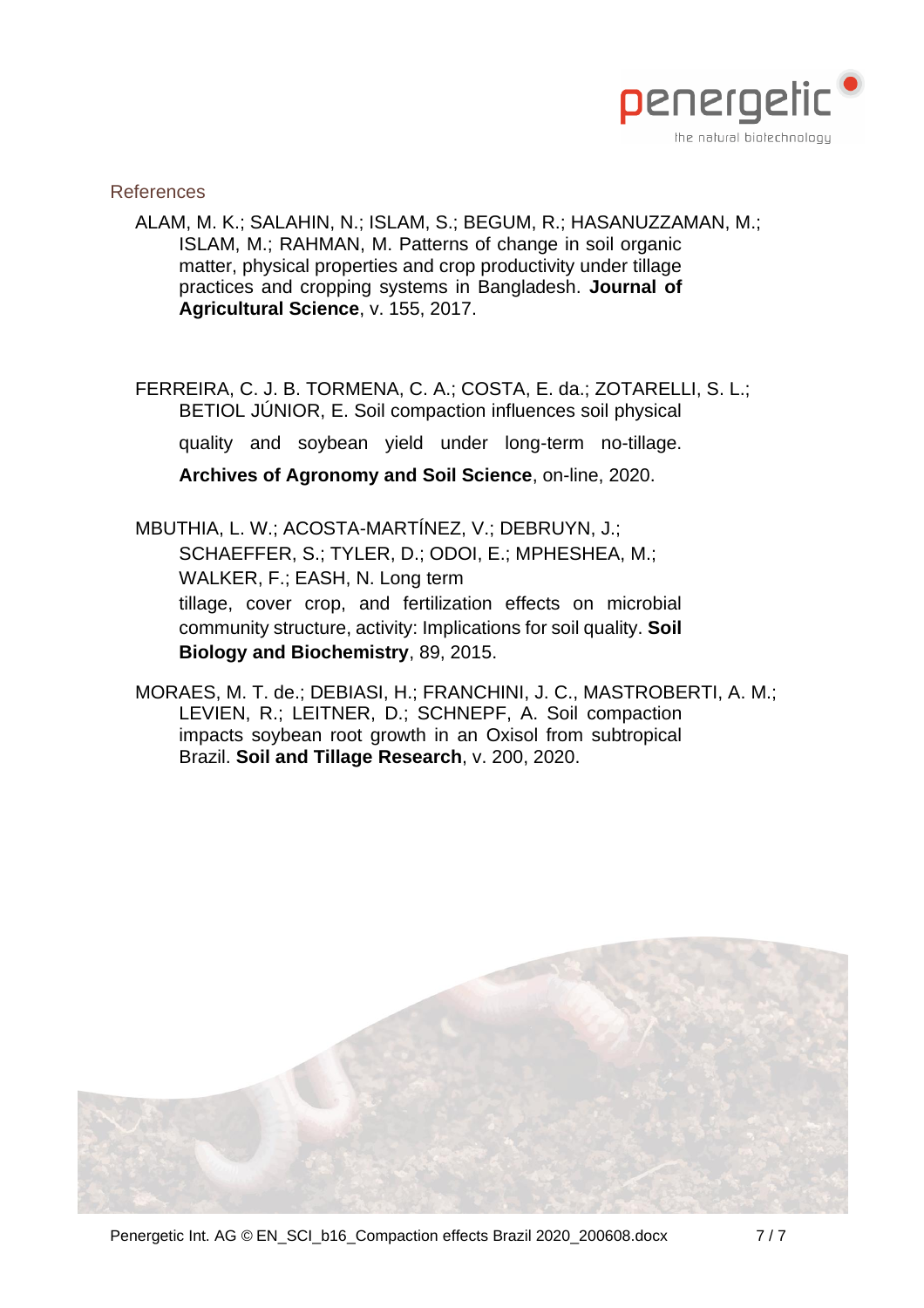## References

ALAM, M. K.; SALAHIN, N.; ISLAM, S.; BEGUM, R.; HASANUZZAMAN, M.; ISLAM, M.; RAHMAN, M. Patterns of change in soil organic matter, physical properties and crop productivity under tillage practices and cropping systems in Bangladesh. **Journal of Agricultural Science**, v. 155, 2017.

FERREIRA, C. J. B. TORMENA, C. A.; COSTA, E. da.; ZOTARELLI, S. L.; BETIOL JÚNIOR, E. Soil compaction influences soil physical quality and soybean yield under long-term no-tillage. **Archives of Agronomy and Soil Science**, on-line, 2020.

MBUTHIA, L. W.; ACOSTA-MARTÍNEZ, V.; DEBRUYN, J.; SCHAEFFER, S.; TYLER, D.; ODOI, E.; MPHESHEA, M.; WALKER, F.; EASH, N. Long term tillage, cover crop, and fertilization effects on microbial community structure, activity: Implications for soil quality. **Soil Biology and Biochemistry**, 89, 2015.

MORAES, M. T. de.; DEBIASI, H.; FRANCHINI, J. C., MASTROBERTI, A. M.; LEVIEN, R.; LEITNER, D.; SCHNEPF, A. Soil compaction impacts soybean root growth in an Oxisol from subtropical Brazil. **Soil and Tillage Research**, v. 200, 2020.